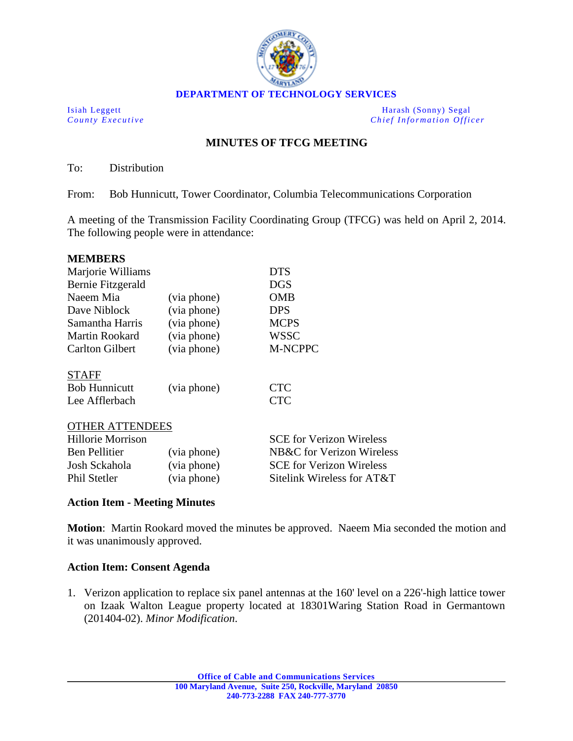**DEPARTMENT OF TECHNOLOGY SERVICES**

Isiah Leggett
*County Executive*

Harash (Sonny) Segal
*Chief Information Officer*

## MINUTES OF TFCG MEETING

To: Distribution

From: Bob Hunnicutt, Tower Coordinator, Columbia Telecommunications Corporation

A meeting of the Transmission Facility Coordinating Group (TFCG) was held on April 2, 2014. The following people were in attendance:

**MEMBERS**

| | | |
|---|---|---|
| Marjorie Williams | | DTS |
| Bernie Fitzgerald | | DGS |
| Naeem Mia | (via phone) | OMB |
| Dave Niblock | (via phone) | DPS |
| Samantha Harris | (via phone) | MCPS |
| Martin Rookard | (via phone) | WSSC |
| Carlton Gilbert | (via phone) | M-NCPPC |

STAFF

| | | |
|---|---|---|
| Bob Hunnicutt | (via phone) | CTC |
| Lee Afflerbach | | CTC |

OTHER ATTENDEES

| | | |
|---|---|---|
| Hillorie Morrison | | SCE for Verizon Wireless |
| Ben Pellitier | (via phone) | NB&C for Verizon Wireless |
| Josh Sckahola | (via phone) | SCE for Verizon Wireless |
| Phil Stetler | (via phone) | Sitelink Wireless for AT&T |

**Action Item - Meeting Minutes**

**Motion**: Martin Rookard moved the minutes be approved. Naeem Mia seconded the motion and it was unanimously approved.

**Action Item: Consent Agenda**

1. Verizon application to replace six panel antennas at the 160' level on a 226'-high lattice tower on Izaak Walton League property located at 18301Waring Station Road in Germantown (201404-02). *Minor Modification.*

Office of Cable and Communications Services
100 Maryland Avenue, Suite 250, Rockville, Maryland 20850
240-773-2288 FAX 240-777-3770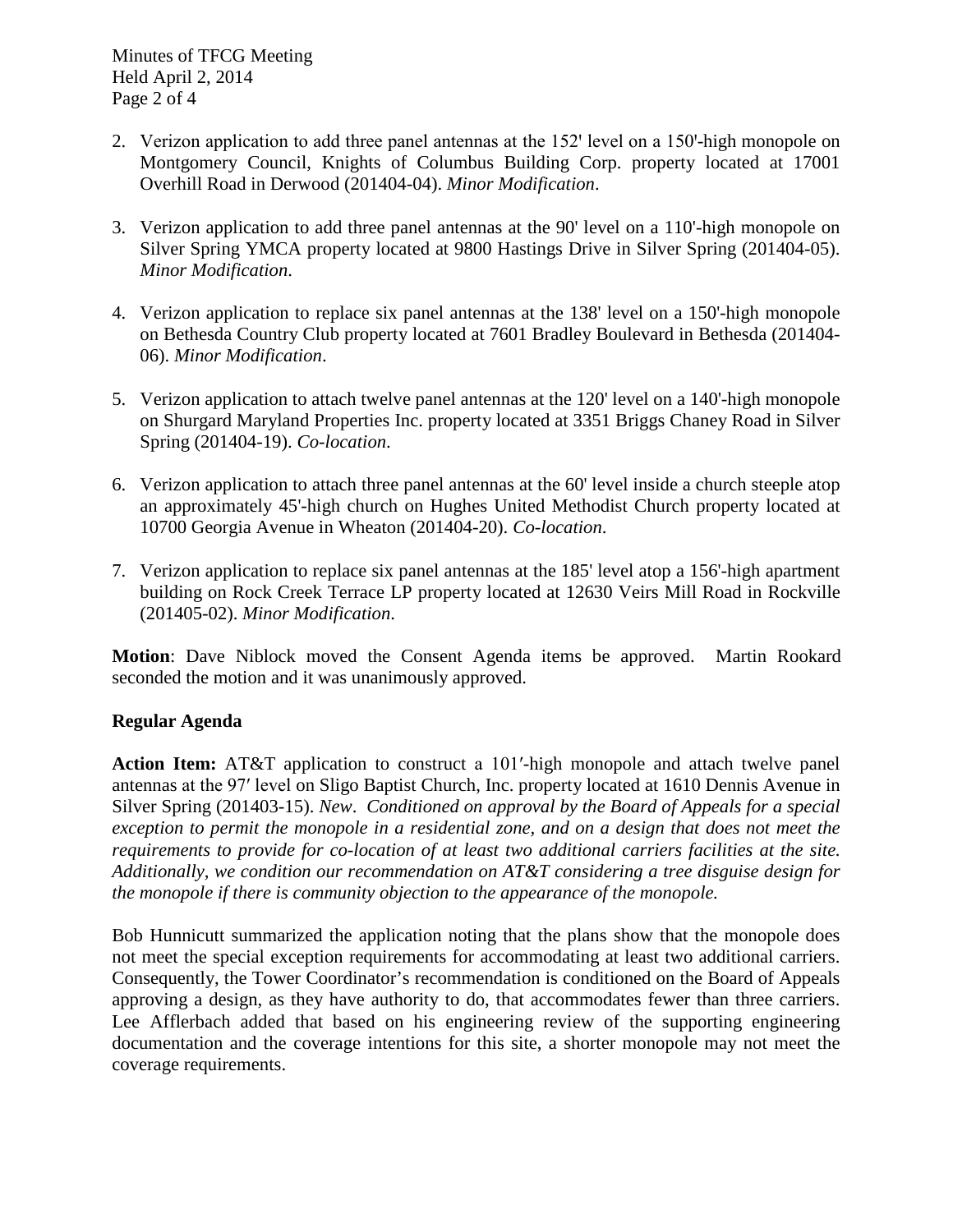2. Verizon application to add three panel antennas at the 152' level on a 150'-high monopole on Montgomery Council, Knights of Columbus Building Corp. property located at 17001 Overhill Road in Derwood (201404-04). *Minor Modification*.

3. Verizon application to add three panel antennas at the 90' level on a 110'-high monopole on Silver Spring YMCA property located at 9800 Hastings Drive in Silver Spring (201404-05). *Minor Modification*.

4. Verizon application to replace six panel antennas at the 138' level on a 150'-high monopole on Bethesda Country Club property located at 7601 Bradley Boulevard in Bethesda (201404-06). *Minor Modification*.

5. Verizon application to attach twelve panel antennas at the 120' level on a 140'-high monopole on Shurgard Maryland Properties Inc. property located at 3351 Briggs Chaney Road in Silver Spring (201404-19). *Co-location*.

6. Verizon application to attach three panel antennas at the 60' level inside a church steeple atop an approximately 45'-high church on Hughes United Methodist Church property located at 10700 Georgia Avenue in Wheaton (201404-20). *Co-location*.

7. Verizon application to replace six panel antennas at the 185' level atop a 156'-high apartment building on Rock Creek Terrace LP property located at 12630 Veirs Mill Road in Rockville (201405-02). *Minor Modification*.

**Motion**: Dave Niblock moved the Consent Agenda items be approved. Martin Rookard seconded the motion and it was unanimously approved.

**Regular Agenda**

**Action Item:** AT&T application to construct a 101′-high monopole and attach twelve panel antennas at the 97′ level on Sligo Baptist Church, Inc. property located at 1610 Dennis Avenue in Silver Spring (201403-15). *New*. *Conditioned on approval by the Board of Appeals for a special exception to permit the monopole in a residential zone, and on a design that does not meet the requirements to provide for co-location of at least two additional carriers facilities at the site. Additionally, we condition our recommendation on AT&T considering a tree disguise design for the monopole if there is community objection to the appearance of the monopole.*

Bob Hunnicutt summarized the application noting that the plans show that the monopole does not meet the special exception requirements for accommodating at least two additional carriers. Consequently, the Tower Coordinator's recommendation is conditioned on the Board of Appeals approving a design, as they have authority to do, that accommodates fewer than three carriers. Lee Afflerbach added that based on his engineering review of the supporting engineering documentation and the coverage intentions for this site, a shorter monopole may not meet the coverage requirements.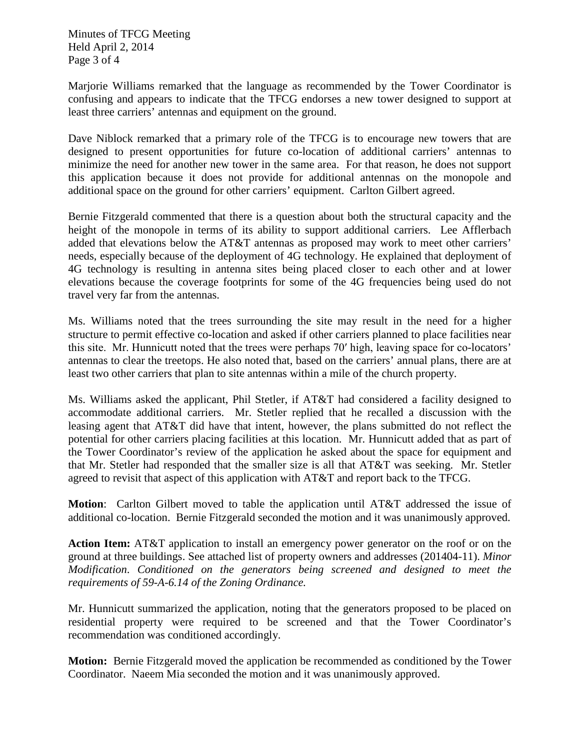Marjorie Williams remarked that the language as recommended by the Tower Coordinator is confusing and appears to indicate that the TFCG endorses a new tower designed to support at least three carriers' antennas and equipment on the ground.

Dave Niblock remarked that a primary role of the TFCG is to encourage new towers that are designed to present opportunities for future co-location of additional carriers' antennas to minimize the need for another new tower in the same area. For that reason, he does not support this application because it does not provide for additional antennas on the monopole and additional space on the ground for other carriers' equipment. Carlton Gilbert agreed.

Bernie Fitzgerald commented that there is a question about both the structural capacity and the height of the monopole in terms of its ability to support additional carriers. Lee Afflerbach added that elevations below the AT&T antennas as proposed may work to meet other carriers' needs, especially because of the deployment of 4G technology. He explained that deployment of 4G technology is resulting in antenna sites being placed closer to each other and at lower elevations because the coverage footprints for some of the 4G frequencies being used do not travel very far from the antennas.

Ms. Williams noted that the trees surrounding the site may result in the need for a higher structure to permit effective co-location and asked if other carriers planned to place facilities near this site. Mr. Hunnicutt noted that the trees were perhaps 70′ high, leaving space for co-locators' antennas to clear the treetops. He also noted that, based on the carriers' annual plans, there are at least two other carriers that plan to site antennas within a mile of the church property.

Ms. Williams asked the applicant, Phil Stetler, if AT&T had considered a facility designed to accommodate additional carriers. Mr. Stetler replied that he recalled a discussion with the leasing agent that AT&T did have that intent, however, the plans submitted do not reflect the potential for other carriers placing facilities at this location. Mr. Hunnicutt added that as part of the Tower Coordinator's review of the application he asked about the space for equipment and that Mr. Stetler had responded that the smaller size is all that AT&T was seeking. Mr. Stetler agreed to revisit that aspect of this application with AT&T and report back to the TFCG.

**Motion**: Carlton Gilbert moved to table the application until AT&T addressed the issue of additional co-location. Bernie Fitzgerald seconded the motion and it was unanimously approved.

**Action Item:** AT&T application to install an emergency power generator on the roof or on the ground at three buildings. See attached list of property owners and addresses (201404-11). *Minor Modification. Conditioned on the generators being screened and designed to meet the requirements of 59-A-6.14 of the Zoning Ordinance.*

Mr. Hunnicutt summarized the application, noting that the generators proposed to be placed on residential property were required to be screened and that the Tower Coordinator's recommendation was conditioned accordingly.

**Motion:** Bernie Fitzgerald moved the application be recommended as conditioned by the Tower Coordinator. Naeem Mia seconded the motion and it was unanimously approved.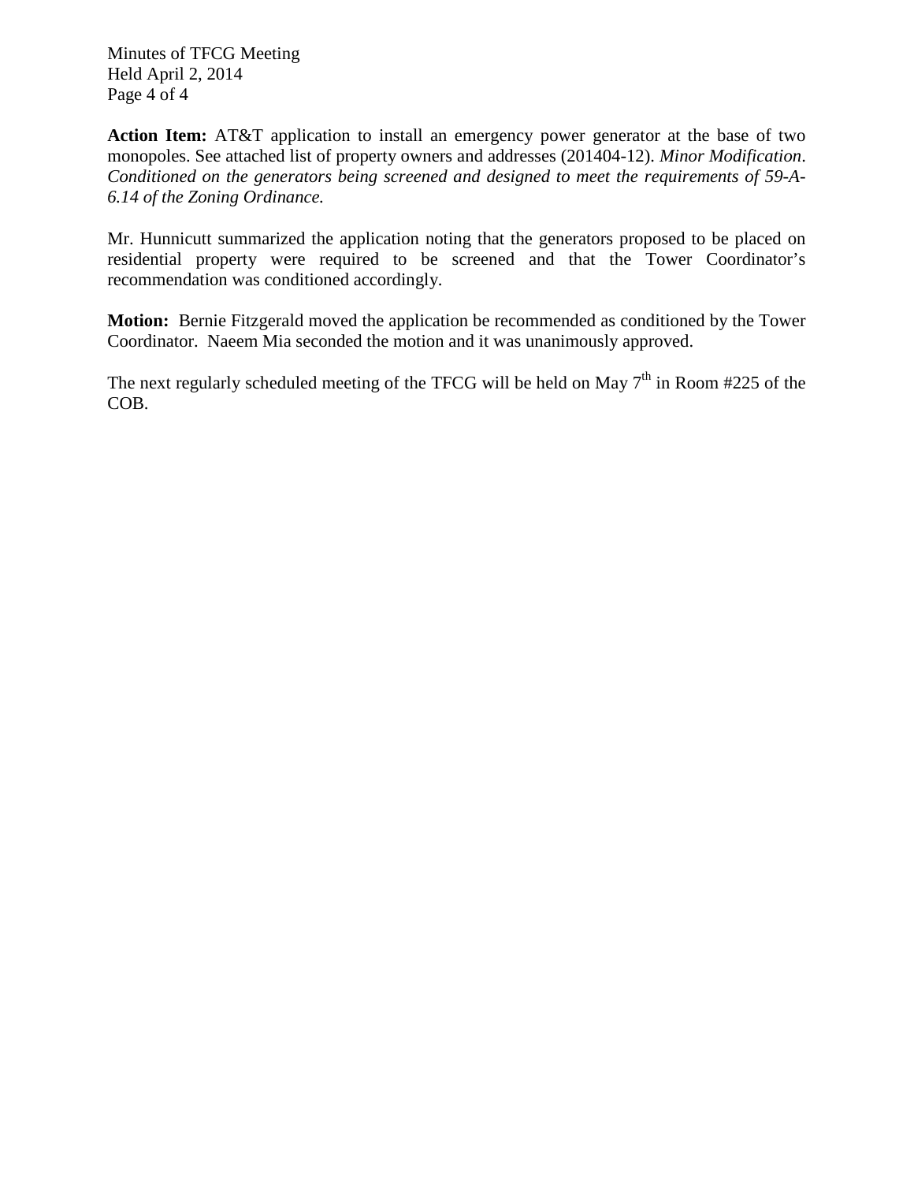**Action Item:** AT&T application to install an emergency power generator at the base of two monopoles. See attached list of property owners and addresses (201404-12). *Minor Modification*. *Conditioned on the generators being screened and designed to meet the requirements of 59-A-6.14 of the Zoning Ordinance.*

Mr. Hunnicutt summarized the application noting that the generators proposed to be placed on residential property were required to be screened and that the Tower Coordinator's recommendation was conditioned accordingly.

**Motion:** Bernie Fitzgerald moved the application be recommended as conditioned by the Tower Coordinator. Naeem Mia seconded the motion and it was unanimously approved.

The next regularly scheduled meeting of the TFCG will be held on May 7th in Room #225 of the COB.